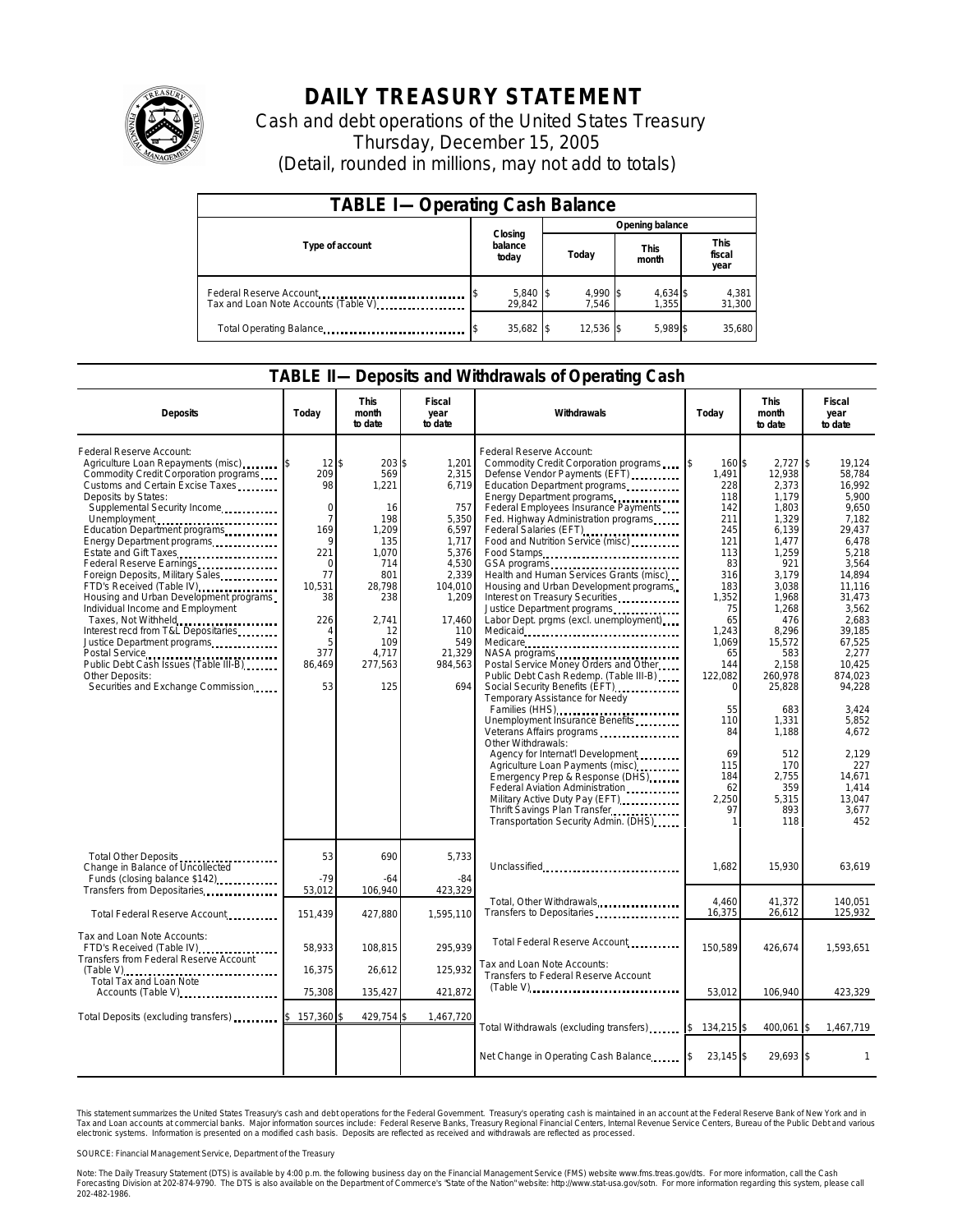# DAILY TREASURY STATEMENT

Cash and debt operations of the United States Treasury

Thursday, December 15, 2005

(Detail, rounded in millions, may not add to totals)

## TABLE I— Operating Cash Balance

| Type of account | Closing balance today | Opening balance Today | Opening balance This month | Opening balance This fiscal year |
|---|---|---|---|---|
| Federal Reserve Account | $ 5,840 | $ 4,990 | $ 4,634 | $ 4,381 |
| Tax and Loan Note Accounts (Table V) | 29,842 | 7,546 | 1,355 | 31,300 |
| Total Operating Balance | $ 35,682 | $ 12,536 | $ 5,989 | $ 35,680 |

## TABLE II— Deposits and Withdrawals of Operating Cash

| Deposits | Today | This month to date | Fiscal year to date |
|---|---|---|---|
| Federal Reserve Account: | | | |
| Agriculture Loan Repayments (misc) | $ 12 | $ 203 | $ 1,201 |
| Commodity Credit Corporation programs | 209 | 569 | 2,315 |
| Customs and Certain Excise Taxes | 98 | 1,221 | 6,719 |
| Deposits by States: | | | |
| Supplemental Security Income | 0 | 16 | 757 |
| Unemployment | 7 | 198 | 5,350 |
| Education Department programs | 169 | 1,209 | 6,597 |
| Energy Department programs | 9 | 135 | 1,717 |
| Estate and Gift Taxes | 221 | 1,070 | 5,376 |
| Federal Reserve Earnings | 0 | 714 | 4,530 |
| Foreign Deposits, Military Sales | 77 | 801 | 2,339 |
| FTD's Received (Table IV) | 10,531 | 28,798 | 104,010 |
| Housing and Urban Development programs | 38 | 238 | 1,209 |
| Individual Income and Employment Taxes, Not Withheld | 226 | 2,741 | 17,460 |
| Interest recd from T&L Depositaries | 4 | 12 | 110 |
| Justice Department programs | 5 | 109 | 549 |
| Postal Service | 377 | 4,717 | 21,329 |
| Public Debt Cash Issues (Table III-B) | 86,469 | 277,563 | 984,563 |
| Other Deposits: | | | |
| Securities and Exchange Commission | 53 | 125 | 694 |
| Total Other Deposits | 53 | 690 | 5,733 |
| Change in Balance of Uncollected Funds (closing balance $142) | -79 | -64 | -84 |
| Transfers from Depositaries | 53,012 | 106,940 | 423,329 |
| Total Federal Reserve Account | 151,439 | 427,880 | 1,595,110 |
| Tax and Loan Note Accounts: | | | |
| FTD's Received (Table IV) | 58,933 | 108,815 | 295,939 |
| Transfers from Federal Reserve Account (Table V) | 16,375 | 26,612 | 125,932 |
| Total Tax and Loan Note Accounts (Table V) | 75,308 | 135,427 | 421,872 |
| Total Deposits (excluding transfers) | $ 157,360 | $ 429,754 | $ 1,467,720 |

| Withdrawals | Today | This month to date | Fiscal year to date |
|---|---|---|---|
| Federal Reserve Account: | | | |
| Commodity Credit Corporation programs | $ 160 | $ 2,727 | $ 19,124 |
| Defense Vendor Payments (EFT) | 1,491 | 12,938 | 58,784 |
| Education Department programs | 228 | 2,373 | 16,992 |
| Energy Department programs | 118 | 1,179 | 5,900 |
| Federal Employees Insurance Payments | 142 | 1,803 | 9,650 |
| Fed. Highway Administration programs | 211 | 1,329 | 7,182 |
| Federal Salaries (EFT) | 245 | 6,139 | 29,437 |
| Food and Nutrition Service (misc) | 121 | 1,477 | 6,478 |
| Food Stamps | 113 | 1,259 | 5,218 |
| GSA programs | 83 | 921 | 3,564 |
| Health and Human Services Grants (misc) | 316 | 3,179 | 14,894 |
| Housing and Urban Development programs | 183 | 3,038 | 11,116 |
| Interest on Treasury Securities | 1,352 | 1,968 | 31,473 |
| Justice Department programs | 75 | 1,268 | 3,562 |
| Labor Dept. prgms (excl. unemployment) | 65 | 476 | 2,683 |
| Medicaid | 1,243 | 8,296 | 39,185 |
| Medicare | 1,069 | 15,572 | 67,525 |
| NASA programs | 65 | 583 | 2,277 |
| Postal Service Money Orders and Other | 144 | 2,158 | 10,425 |
| Public Debt Cash Redemp. (Table III-B) | 122,082 | 260,978 | 874,023 |
| Social Security Benefits (EFT) | 0 | 25,828 | 94,228 |
| Temporary Assistance for Needy Families (HHS) | 55 | 683 | 3,424 |
| Unemployment Insurance Benefits | 110 | 1,331 | 5,852 |
| Veterans Affairs programs | 84 | 1,188 | 4,672 |
| Other Withdrawals: | | | |
| Agency for Internat'l Development | 69 | 512 | 2,129 |
| Agriculture Loan Payments (misc) | 115 | 170 | 227 |
| Emergency Prep & Response (DHS) | 184 | 2,755 | 14,671 |
| Federal Aviation Administration | 62 | 359 | 1,414 |
| Military Active Duty Pay (EFT) | 2,250 | 5,315 | 13,047 |
| Thrift Savings Plan Transfer | 97 | 893 | 3,677 |
| Transportation Security Admin. (DHS) | 1 | 118 | 452 |
| Unclassified | 1,682 | 15,930 | 63,619 |
| Total, Other Withdrawals | 4,460 | 41,372 | 140,051 |
| Transfers to Depositaries | 16,375 | 26,612 | 125,932 |
| Total Federal Reserve Account | 150,589 | 426,674 | 1,593,651 |
| Tax and Loan Note Accounts: | | | |
| Transfers to Federal Reserve Account (Table V) | 53,012 | 106,940 | 423,329 |
| Total Withdrawals (excluding transfers) | $ 134,215 | $ 400,061 | $ 1,467,719 |
| Net Change in Operating Cash Balance | $ 23,145 | $ 29,693 | $ 1 |

This statement summarizes the United States Treasury's cash and debt operations for the Federal Government. Treasury's operating cash is maintained in an account at the Federal Reserve Bank of New York and in Tax and Loan accounts at commercial banks. Major information sources include: Federal Reserve Banks, Treasury Regional Financial Centers, Internal Revenue Service Centers, Bureau of the Public Debt and various electronic systems. Information is presented on a modified cash basis. Deposits are reflected as received and withdrawals are reflected as processed.

SOURCE: Financial Management Service, Department of the Treasury

Note: The Daily Treasury Statement (DTS) is available by 4:00 p.m. the following business day on the Financial Management Service (FMS) website www.fms.treas.gov/dts. For more information, call the Cash Forecasting Division at 202-874-9790. The DTS is also available on the Department of Commerce's "State of the Nation" website: http://www.stat-usa.gov/sotn. For more information regarding this system, please call 202-482-1986.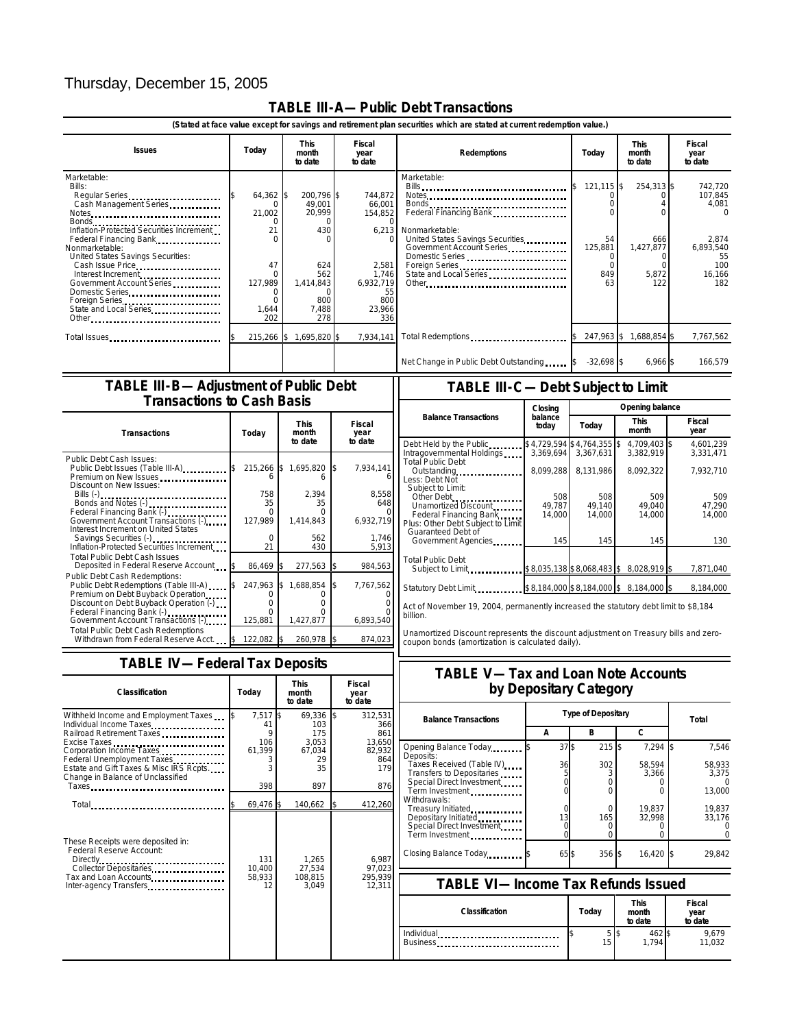Thursday, December 15, 2005

## TABLE III-A— Public Debt Transactions

(Stated at face value except for savings and retirement plan securities which are stated at current redemption value.)

| Issues | Today | This month to date | Fiscal year to date |
|---|---|---|---|
| Marketable: | | | |
| Bills: | | | |
| Regular Series | $ 64,362 | $ 200,796 | $ 744,872 |
| Cash Management Series | 0 | 49,001 | 66,001 |
| Notes | 21,002 | 20,999 | 154,852 |
| Bonds | 0 | 0 | 0 |
| Inflation-Protected Securities Increment | 21 | 430 | 6,213 |
| Federal Financing Bank | 0 | 0 | 0 |
| Nonmarketable: | | | |
| United States Savings Securities: | | | |
| Cash Issue Price | 47 | 624 | 2,581 |
| Interest Increment | 0 | 562 | 1,746 |
| Government Account Series | 127,989 | 1,414,843 | 6,932,719 |
| Domestic Series | 0 | 0 | 55 |
| Foreign Series | 0 | 800 | 800 |
| State and Local Series | 1,644 | 7,488 | 23,966 |
| Other | 202 | 278 | 336 |
| Total Issues | $ 215,266 | $ 1,695,820 | $ 7,934,141 |

| Redemptions | Today | This month to date | Fiscal year to date |
|---|---|---|---|
| Marketable: | | | |
| Bills | $ 121,115 | $ 254,313 | $ 742,720 |
| Notes | 0 | 0 | 107,845 |
| Bonds | 0 | 4 | 4,081 |
| Federal Financing Bank | 0 | 0 | 0 |
| Nonmarketable: | | | |
| United States Savings Securities | 54 | 666 | 2,874 |
| Government Account Series | 125,881 | 1,427,877 | 6,893,540 |
| Domestic Series | 0 | 0 | 55 |
| Foreign Series | 0 | 0 | 100 |
| State and Local Series | 849 | 5,872 | 16,166 |
| Other | 63 | 122 | 182 |
| Total Redemptions | $ 247,963 | $ 1,688,854 | $ 7,767,562 |
| Net Change in Public Debt Outstanding | $ -32,698 | $ 6,966 | $ 166,579 |

## TABLE III-B— Adjustment of Public Debt Transactions to Cash Basis

| Transactions | Today | This month to date | Fiscal year to date |
|---|---|---|---|
| Public Debt Cash Issues: | | | |
| Public Debt Issues (Table III-A) | $ 215,266 | $ 1,695,820 | $ 7,934,141 |
| Premium on New Issues | 6 | 6 | 6 |
| Discount on New Issues: | | | |
| Bills (-) | 758 | 2,394 | 8,558 |
| Bonds and Notes (-) | 35 | 35 | 648 |
| Federal Financing Bank (-) | 0 | 0 | 0 |
| Government Account Transactions (-) | 127,989 | 1,414,843 | 6,932,719 |
| Interest Increment on United States Savings Securities (-) | 0 | 562 | 1,746 |
| Inflation-Protected Securities Increment | 21 | 430 | 5,913 |
| Total Public Debt Cash Issues Deposited in Federal Reserve Account | $ 86,469 | $ 277,563 | $ 984,563 |
| Public Debt Cash Redemptions: | | | |
| Public Debt Redemptions (Table III-A) | $ 247,963 | $ 1,688,854 | $ 7,767,562 |
| Premium on Debt Buyback Operation | 0 | 0 | 0 |
| Discount on Debt Buyback Operation (-) | 0 | 0 | 0 |
| Federal Financing Bank (-) | 0 | 0 | 0 |
| Government Account Transactions (-) | 125,881 | 1,427,877 | 6,893,540 |
| Total Public Debt Cash Redemptions Withdrawn from Federal Reserve Acct. | $ 122,082 | $ 260,978 | $ 874,023 |

## TABLE III-C— Debt Subject to Limit

| Balance Transactions | Closing balance today | Opening balance Today | Opening balance This month | Opening balance Fiscal year |
|---|---|---|---|---|
| Debt Held by the Public | $ 4,729,594 | $ 4,764,355 | $ 4,709,403 | $ 4,601,239 |
| Intragovernmental Holdings | 3,369,694 | 3,367,631 | 3,382,919 | 3,331,471 |
| Total Public Debt Outstanding | 8,099,288 | 8,131,986 | 8,092,322 | 7,932,710 |
| Less: Debt Not Subject to Limit: | | | | |
| Other Debt | 508 | 508 | 509 | 509 |
| Unamortized Discount | 49,787 | 49,140 | 49,040 | 47,290 |
| Federal Financing Bank | 14,000 | 14,000 | 14,000 | 14,000 |
| Plus: Other Debt Subject to Limit | | | | |
| Guaranteed Debt of Government Agencies | 145 | 145 | 145 | 130 |
| Total Public Debt Subject to Limit | $ 8,035,138 | $ 8,068,483 | $ 8,028,919 | $ 7,871,040 |
| Statutory Debt Limit | $ 8,184,000 | $ 8,184,000 | $ 8,184,000 | $ 8,184,000 |

Act of November 19, 2004, permanently increased the statutory debt limit to $8,184 billion.

Unamortized Discount represents the discount adjustment on Treasury bills and zero-coupon bonds (amortization is calculated daily).

## TABLE IV— Federal Tax Deposits

| Classification | Today | This month to date | Fiscal year to date |
|---|---|---|---|
| Withheld Income and Employment Taxes | $ 7,517 | $ 69,336 | $ 312,531 |
| Individual Income Taxes | 41 | 103 | 366 |
| Railroad Retirement Taxes | 9 | 175 | 861 |
| Excise Taxes | 106 | 3,053 | 13,650 |
| Corporation Income Taxes | 61,399 | 67,034 | 82,932 |
| Federal Unemployment Taxes | 3 | 29 | 864 |
| Estate and Gift Taxes & Misc IRS Rcpts. | 3 | 35 | 179 |
| Change in Balance of Unclassified Taxes | 398 | 897 | 876 |
| Total | $ 69,476 | $ 140,662 | $ 412,260 |
| These Receipts were deposited in: | | | |
| Federal Reserve Account: | | | |
| Directly | 131 | 1,265 | 6,987 |
| Collector Depositaries | 10,400 | 27,534 | 97,023 |
| Tax and Loan Accounts | 58,933 | 108,815 | 295,939 |
| Inter-agency Transfers | 12 | 3,049 | 12,311 |

## TABLE V— Tax and Loan Note Accounts by Depositary Category

| Balance Transactions | Type of Depositary A | B | C | Total |
|---|---|---|---|---|
| Opening Balance Today | $ 37 | $ 215 | $ 7,294 | $ 7,546 |
| Deposits: | | | | |
| Taxes Received (Table IV) | 36 | 302 | 58,594 | 58,933 |
| Transfers to Depositaries | 5 | 3 | 3,366 | 3,375 |
| Special Direct Investment | 0 | 0 | 0 | 0 |
| Term Investment | 0 | 0 | 0 | 13,000 |
| Withdrawals: | | | | |
| Treasury Initiated | 0 | 0 | 19,837 | 19,837 |
| Depositary Initiated | 13 | 165 | 32,998 | 33,176 |
| Special Direct Investment | 0 | 0 | 0 | 0 |
| Term Investment | 0 | 0 | 0 | 0 |
| Closing Balance Today | $ 65 | $ 356 | $ 16,420 | $ 29,842 |

## TABLE VI— Income Tax Refunds Issued

| Classification | Today | This month to date | Fiscal year to date |
|---|---|---|---|
| Individual | $ 5 | $ 462 | $ 9,679 |
| Business | 15 | 1,794 | 11,032 |